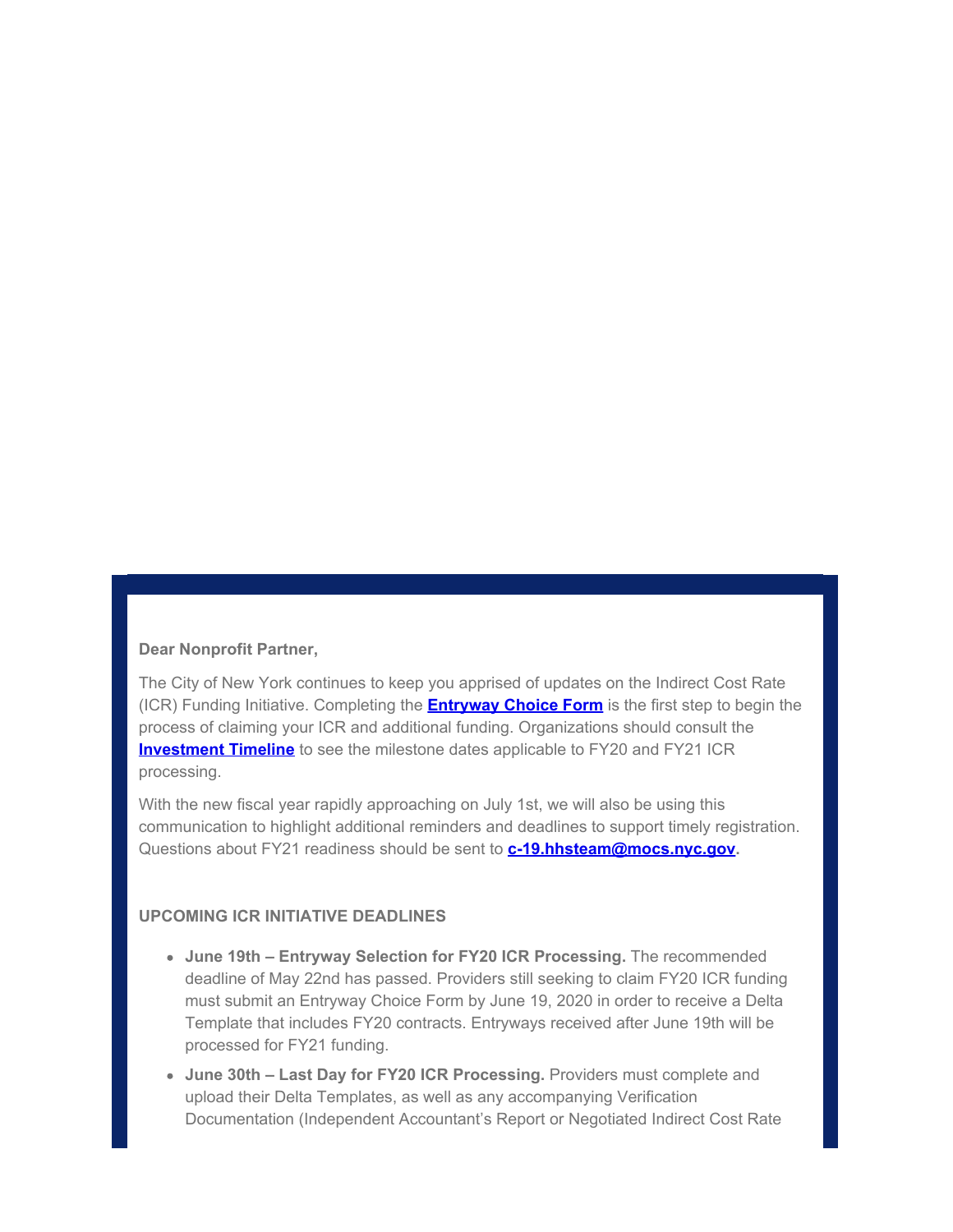**Dear Nonprofit Partner,**

The City of New York continues to keep you apprised of updates on the Indirect Cost Rate (ICR) Funding Initiative. Completing the **Entryway Choice Form** is the first step to begin the process of claiming your ICR and additional funding. Organizations should consult the **Investment Timeline** to see the milestone dates applicable to FY20 and FY21 ICR processing.

With the new fiscal year rapidly approaching on July 1st, we will also be using this communication to highlight additional reminders and deadlines to support timely registration. Questions about FY21 readiness should be sent to **c-19.hhsteam@mocs.nyc.gov.**

**UPCOMING ICR INITIATIVE DEADLINES**

- **June 19th – Entryway Selection for FY20 ICR Processing.** The recommended deadline of May 22nd has passed. Providers still seeking to claim FY20 ICR funding must submit an Entryway Choice Form by June 19, 2020 in order to receive a Delta Template that includes FY20 contracts. Entryways received after June 19th will be processed for FY21 funding.
- **June 30th – Last Day for FY20 ICR Processing.** Providers must complete and upload their Delta Templates, as well as any accompanying Verification Documentation (Independent Accountant's Report or Negotiated Indirect Cost Rate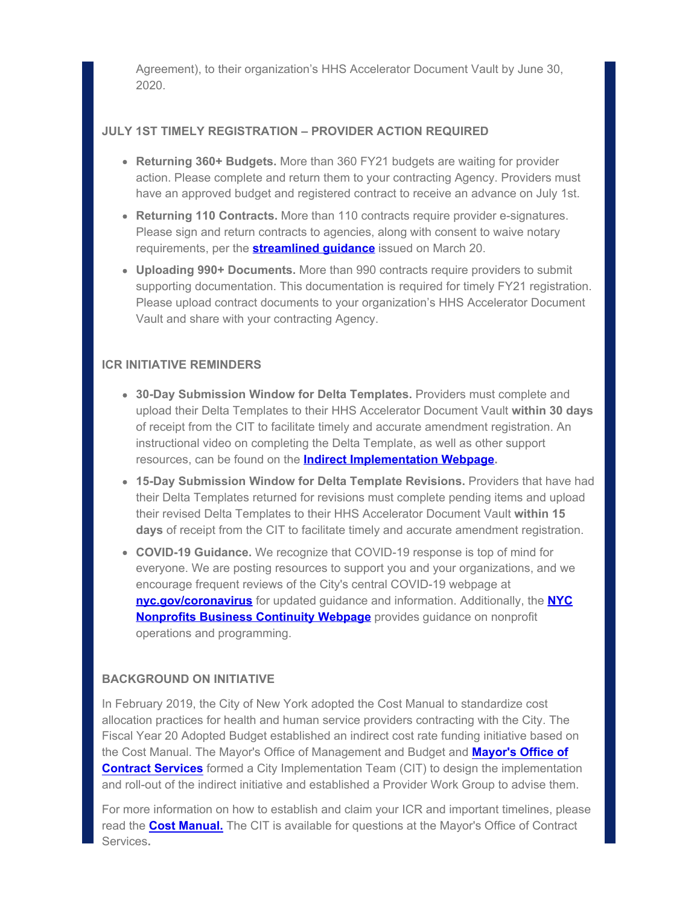Agreement), to their organization's HHS Accelerator Document Vault by June 30, 2020.

**JULY 1ST TIMELY REGISTRATION – PROVIDER ACTION REQUIRED**

- **Returning 360+ Budgets.** More than 360 FY21 budgets are waiting for provider action. Please complete and return them to your contracting Agency. Providers must have an approved budget and registered contract to receive an advance on July 1st.
- **Returning 110 Contracts.** More than 110 contracts require provider e-signatures. Please sign and return contracts to agencies, along with consent to waive notary requirements, per the **streamlined guidance** issued on March 20.
- **Uploading 990+ Documents.** More than 990 contracts require providers to submit supporting documentation. This documentation is required for timely FY21 registration. Please upload contract documents to your organization's HHS Accelerator Document Vault and share with your contracting Agency.

**ICR INITIATIVE REMINDERS**

- **30-Day Submission Window for Delta Templates.** Providers must complete and upload their Delta Templates to their HHS Accelerator Document Vault **within 30 days** of receipt from the CIT to facilitate timely and accurate amendment registration. An instructional video on completing the Delta Template, as well as other support resources, can be found on the **Indirect Implementation Webpage**.
- **15-Day Submission Window for Delta Template Revisions.** Providers that have had their Delta Templates returned for revisions must complete pending items and upload their revised Delta Templates to their HHS Accelerator Document Vault **within 15 days** of receipt from the CIT to facilitate timely and accurate amendment registration.
- **COVID-19 Guidance.** We recognize that COVID-19 response is top of mind for everyone. We are posting resources to support you and your organizations, and we encourage frequent reviews of the City's central COVID-19 webpage at **nyc.gov/coronavirus** for updated guidance and information. Additionally, the **NYC Nonprofits Business Continuity Webpage** provides guidance on nonprofit operations and programming.

**BACKGROUND ON INITIATIVE**

In February 2019, the City of New York adopted the Cost Manual to standardize cost allocation practices for health and human service providers contracting with the City. The Fiscal Year 20 Adopted Budget established an indirect cost rate funding initiative based on the Cost Manual. The Mayor's Office of Management and Budget and **Mayor's Office of Contract Services** formed a City Implementation Team (CIT) to design the implementation and roll-out of the indirect initiative and established a Provider Work Group to advise them.

For more information on how to establish and claim your ICR and important timelines, please read the **Cost Manual.** The CIT is available for questions at the Mayor's Office of Contract Services**.**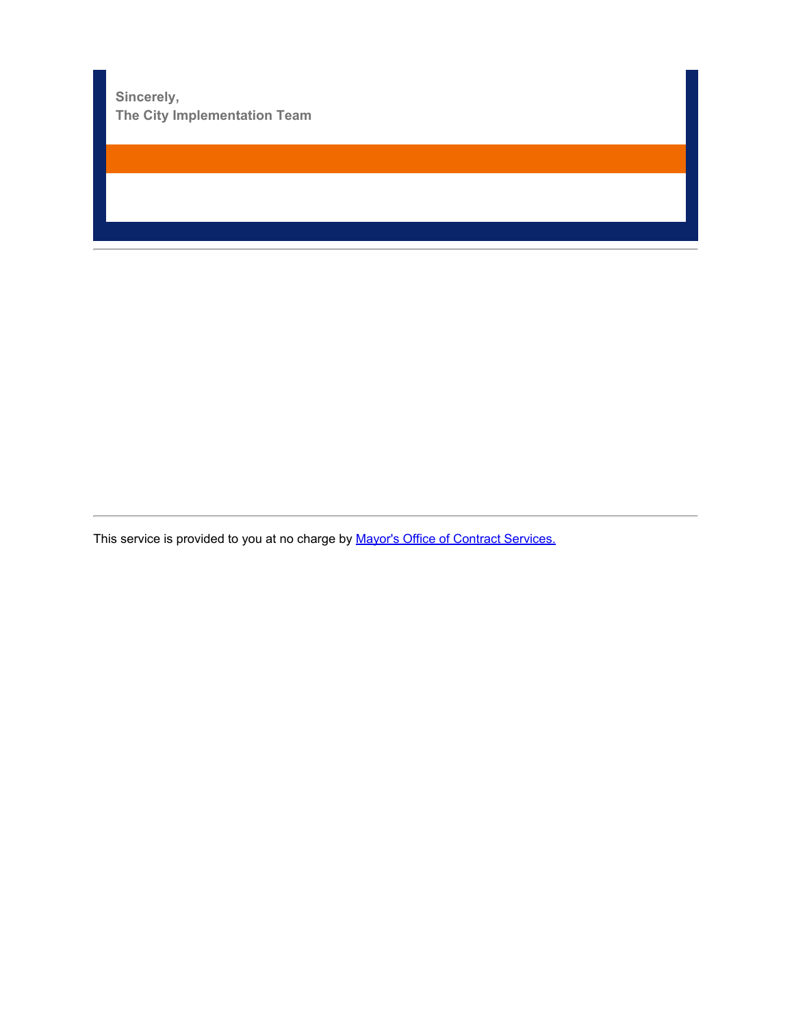**Sincerely,**
**The City Implementation Team**

---

This service is provided to you at no charge by [Mayor's Office of Contract Services.]